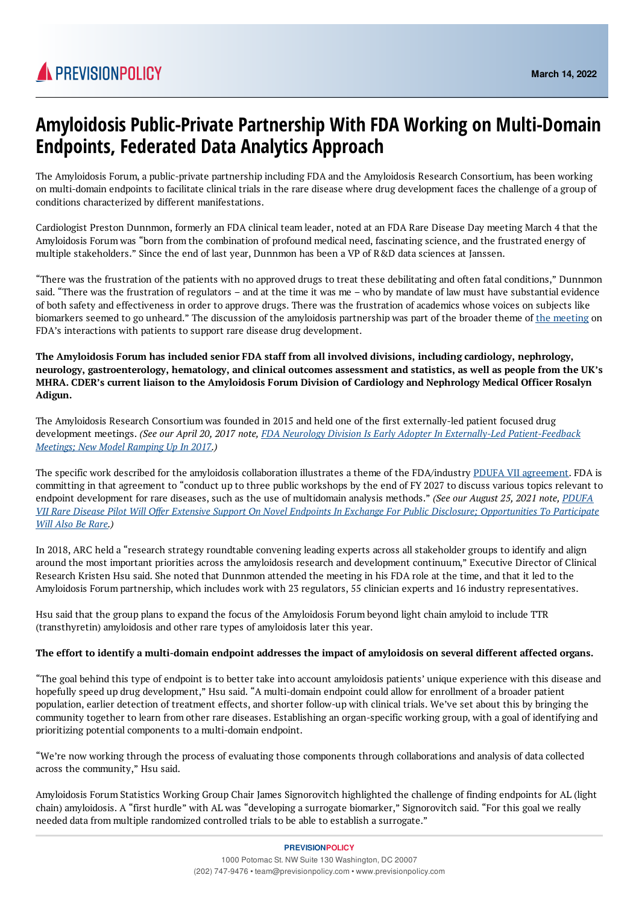# Amyloidosis Public-Private Partnership With FDA Working on Multi-Domain Endpoints, Federated Data Analytics Approach

March 14, 2022

The Amyloidosis Forum, a public-private partnership including FDA and the Amyloidosis Research Consortium, has been working on multi-domain endpoints to facilitate clinical trials in the rare disease where drug development faces the challenge of a group of conditions characterized by different manifestations.

Cardiologist Preston Dunnmon, formerly an FDA clinical team leader, noted at an FDA Rare Disease Day meeting March 4 that the Amyloidosis Forum was "born from the combination of profound medical need, fascinating science, and the frustrated energy of multiple stakeholders." Since the end of last year, Dunnmon has been a VP of R&D data sciences at Janssen.

"There was the frustration of the patients with no approved drugs to treat these debilitating and often fatal conditions," Dunnmon said. "There was the frustration of regulators – and at the time it was me – who by mandate of law must have substantial evidence of both safety and effectiveness in order to approve drugs. There was the frustration of academics whose voices on subjects like biomarkers seemed to go unheard." The discussion of the amyloidosis partnership was part of the broader theme of [the meeting](#) on FDA's interactions with patients to support rare disease drug development.

**The Amyloidosis Forum has included senior FDA staff from all involved divisions, including cardiology, nephrology, neurology, gastroenterology, hematology, and clinical outcomes assessment and statistics, as well as people from the UK's MHRA. CDER's current liaison to the Amyloidosis Forum Division of Cardiology and Nephrology Medical Officer Rosalyn Adigun.**

The Amyloidosis Research Consortium was founded in 2015 and held one of the first externally-led patient focused drug development meetings. *(See our April 20, 2017 note, [FDA Neurology Division Is Early Adopter In Externally-Led Patient-Feedback Meetings; New Model Ramping Up In 2017](#).)*

The specific work described for the amyloidosis collaboration illustrates a theme of the FDA/industry [PDUFA VII agreement](#). FDA is committing in that agreement to "conduct up to three public workshops by the end of FY 2027 to discuss various topics relevant to endpoint development for rare diseases, such as the use of multidomain analysis methods." *(See our August 25, 2021 note, [PDUFA VII Rare Disease Pilot Will Offer Extensive Support On Novel Endpoints In Exchange For Public Disclosure; Opportunities To Participate Will Also Be Rare](#).)*

In 2018, ARC held a "research strategy roundtable convening leading experts across all stakeholder groups to identify and align around the most important priorities across the amyloidosis research and development continuum," Executive Director of Clinical Research Kristen Hsu said. She noted that Dunnmon attended the meeting in his FDA role at the time, and that it led to the Amyloidosis Forum partnership, which includes work with 23 regulators, 55 clinician experts and 16 industry representatives.

Hsu said that the group plans to expand the focus of the Amyloidosis Forum beyond light chain amyloid to include TTR (transthyretin) amyloidosis and other rare types of amyloidosis later this year.

**The effort to identify a multi-domain endpoint addresses the impact of amyloidosis on several different affected organs.**

"The goal behind this type of endpoint is to better take into account amyloidosis patients' unique experience with this disease and hopefully speed up drug development," Hsu said. "A multi-domain endpoint could allow for enrollment of a broader patient population, earlier detection of treatment effects, and shorter follow-up with clinical trials. We've set about this by bringing the community together to learn from other rare diseases. Establishing an organ-specific working group, with a goal of identifying and prioritizing potential components to a multi-domain endpoint.

"We're now working through the process of evaluating those components through collaborations and analysis of data collected across the community," Hsu said.

Amyloidosis Forum Statistics Working Group Chair James Signorovitch highlighted the challenge of finding endpoints for AL (light chain) amyloidosis. A "first hurdle" with AL was "developing a surrogate biomarker," Signorovitch said. "For this goal we really needed data from multiple randomized controlled trials to be able to establish a surrogate."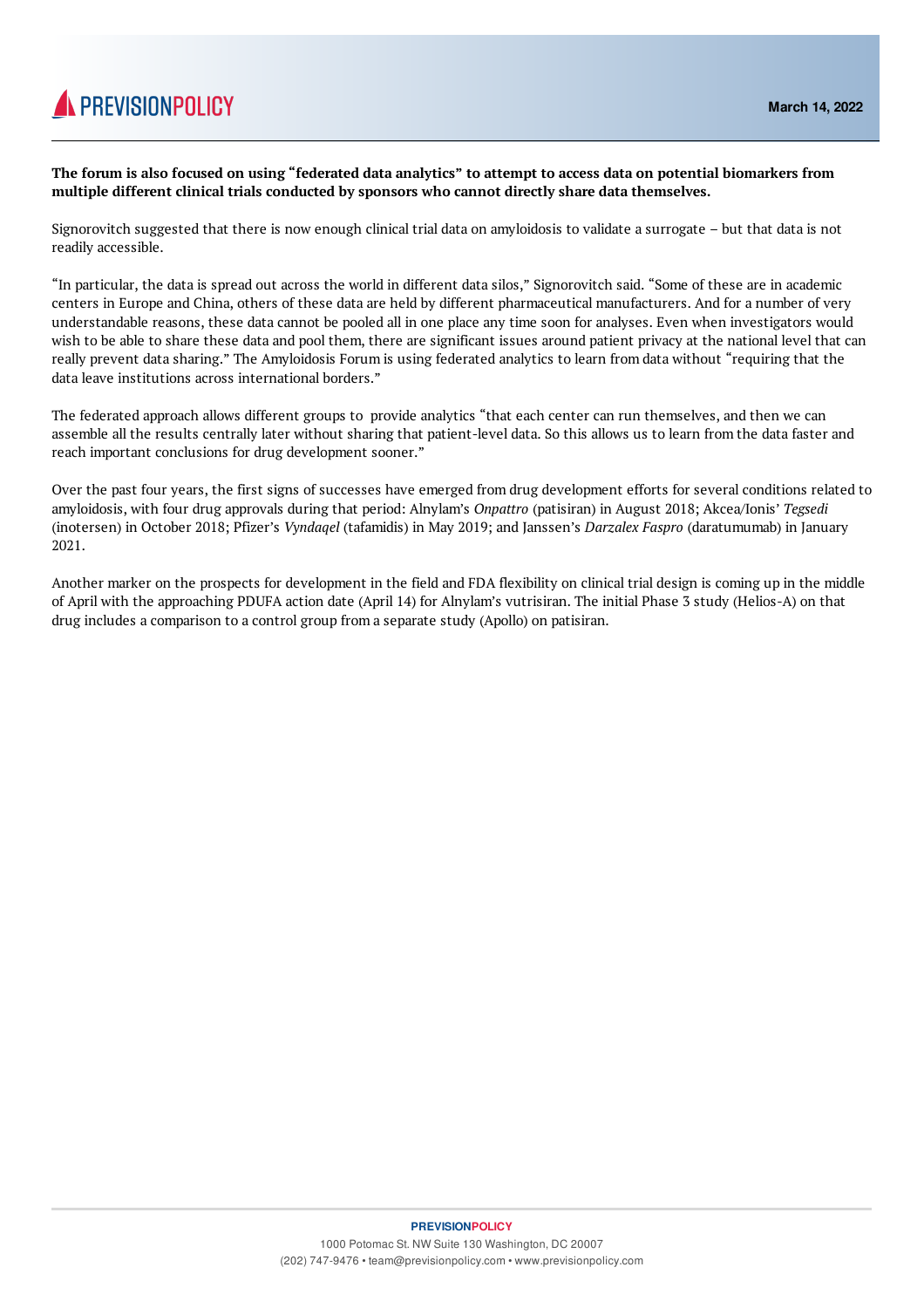**The forum is also focused on using "federated data analytics" to attempt to access data on potential biomarkers from multiple different clinical trials conducted by sponsors who cannot directly share data themselves.**

Signorovitch suggested that there is now enough clinical trial data on amyloidosis to validate a surrogate – but that data is not readily accessible.

"In particular, the data is spread out across the world in different data silos," Signorovitch said. "Some of these are in academic centers in Europe and China, others of these data are held by different pharmaceutical manufacturers. And for a number of very understandable reasons, these data cannot be pooled all in one place any time soon for analyses. Even when investigators would wish to be able to share these data and pool them, there are significant issues around patient privacy at the national level that can really prevent data sharing." The Amyloidosis Forum is using federated analytics to learn from data without "requiring that the data leave institutions across international borders."

The federated approach allows different groups to provide analytics "that each center can run themselves, and then we can assemble all the results centrally later without sharing that patient-level data. So this allows us to learn from the data faster and reach important conclusions for drug development sooner."

Over the past four years, the first signs of successes have emerged from drug development efforts for several conditions related to amyloidosis, with four drug approvals during that period: Alnylam's *Onpattro* (patisiran) in August 2018; Akcea/Ionis' *Tegsedi* (inotersen) in October 2018; Pfizer's *Vyndaqel* (tafamidis) in May 2019; and Janssen's *Darzalex Faspro* (daratumumab) in January 2021.

Another marker on the prospects for development in the field and FDA flexibility on clinical trial design is coming up in the middle of April with the approaching PDUFA action date (April 14) for Alnylam's vutrisiran. The initial Phase 3 study (Helios-A) on that drug includes a comparison to a control group from a separate study (Apollo) on patisiran.